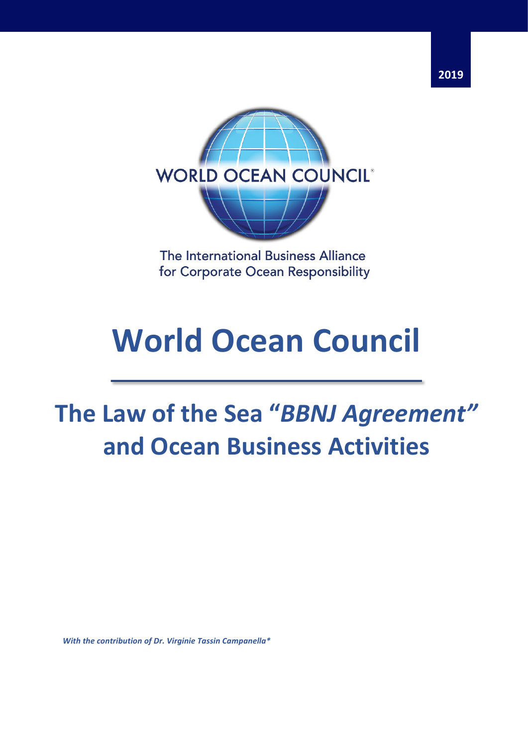2019

WORLD OCEAN COUNCIL®

The International Business Alliance for Corporate Ocean Responsibility

# World Ocean Council

# The Law of the Sea "*BBNJ Agreement*" and Ocean Business Activities

***With the contribution of Dr. Virginie Tassin Campanella****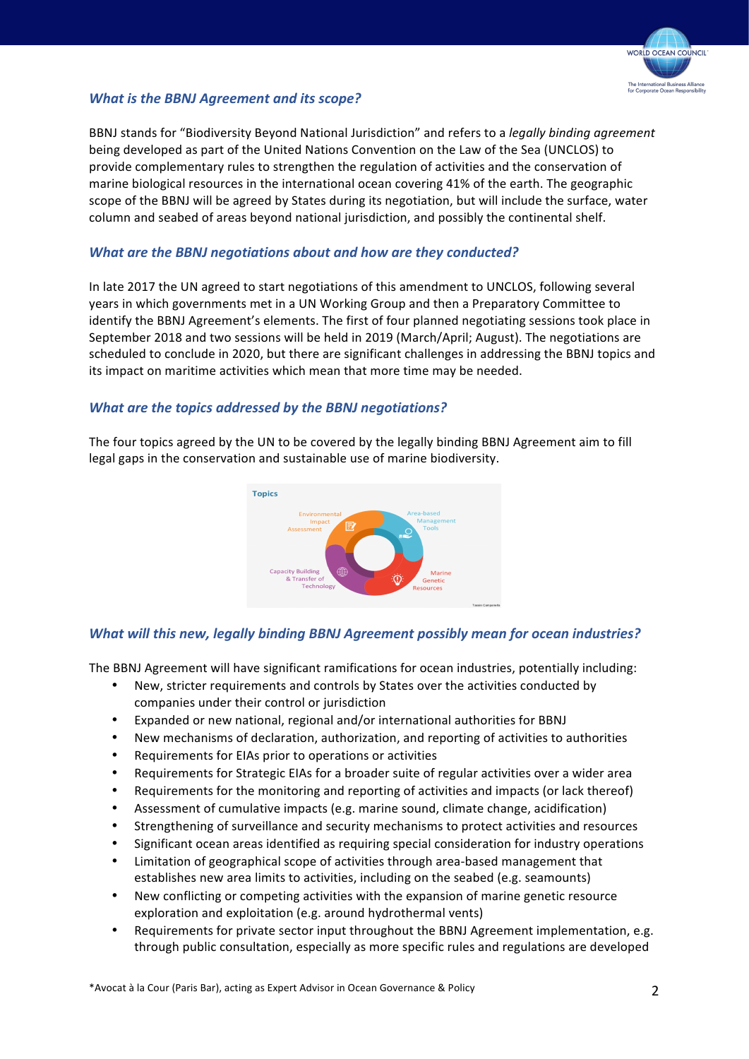## What is the BBNJ Agreement and its scope?

BBNJ stands for "Biodiversity Beyond National Jurisdiction" and refers to a *legally binding agreement* being developed as part of the United Nations Convention on the Law of the Sea (UNCLOS) to provide complementary rules to strengthen the regulation of activities and the conservation of marine biological resources in the international ocean covering 41% of the earth. The geographic scope of the BBNJ will be agreed by States during its negotiation, but will include the surface, water column and seabed of areas beyond national jurisdiction, and possibly the continental shelf.

## What are the BBNJ negotiations about and how are they conducted?

In late 2017 the UN agreed to start negotiations of this amendment to UNCLOS, following several years in which governments met in a UN Working Group and then a Preparatory Committee to identify the BBNJ Agreement's elements. The first of four planned negotiating sessions took place in September 2018 and two sessions will be held in 2019 (March/April; August). The negotiations are scheduled to conclude in 2020, but there are significant challenges in addressing the BBNJ topics and its impact on maritime activities which mean that more time may be needed.

## What are the topics addressed by the BBNJ negotiations?

The four topics agreed by the UN to be covered by the legally binding BBNJ Agreement aim to fill legal gaps in the conservation and sustainable use of marine biodiversity.

Topics

Environmental Impact Assessment

Area-based Management Tools

Capacity Building & Transfer of Technology

Marine Genetic Resources

## What will this new, legally binding BBNJ Agreement possibly mean for ocean industries?

The BBNJ Agreement will have significant ramifications for ocean industries, potentially including:

- New, stricter requirements and controls by States over the activities conducted by companies under their control or jurisdiction
- Expanded or new national, regional and/or international authorities for BBNJ
- New mechanisms of declaration, authorization, and reporting of activities to authorities
- Requirements for EIAs prior to operations or activities
- Requirements for Strategic EIAs for a broader suite of regular activities over a wider area
- Requirements for the monitoring and reporting of activities and impacts (or lack thereof)
- Assessment of cumulative impacts (e.g. marine sound, climate change, acidification)
- Strengthening of surveillance and security mechanisms to protect activities and resources
- Significant ocean areas identified as requiring special consideration for industry operations
- Limitation of geographical scope of activities through area-based management that establishes new area limits to activities, including on the seabed (e.g. seamounts)
- New conflicting or competing activities with the expansion of marine genetic resource exploration and exploitation (e.g. around hydrothermal vents)
- Requirements for private sector input throughout the BBNJ Agreement implementation, e.g. through public consultation, especially as more specific rules and regulations are developed

*Avocat à la Cour (Paris Bar), acting as Expert Advisor in Ocean Governance & Policy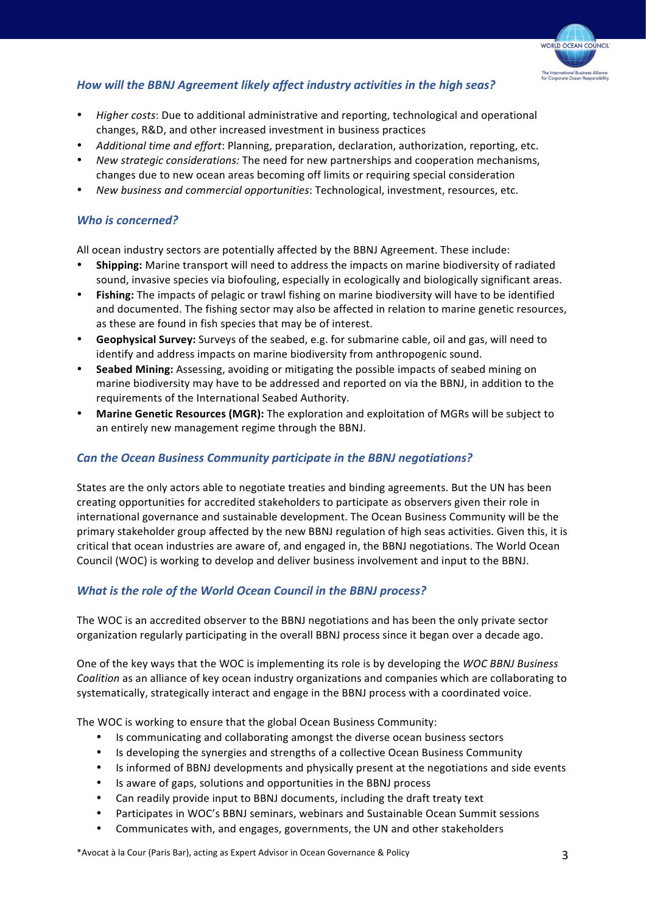### *How will the BBNJ Agreement likely affect industry activities in the high seas?*

- *Higher costs*: Due to additional administrative and reporting, technological and operational changes, R&D, and other increased investment in business practices
- *Additional time and effort*: Planning, preparation, declaration, authorization, reporting, etc.
- *New strategic considerations:* The need for new partnerships and cooperation mechanisms, changes due to new ocean areas becoming off limits or requiring special consideration
- *New business and commercial opportunities*: Technological, investment, resources, etc.

### *Who is concerned?*

All ocean industry sectors are potentially affected by the BBNJ Agreement. These include:

- **Shipping:** Marine transport will need to address the impacts on marine biodiversity of radiated sound, invasive species via biofouling, especially in ecologically and biologically significant areas.
- **Fishing:** The impacts of pelagic or trawl fishing on marine biodiversity will have to be identified and documented. The fishing sector may also be affected in relation to marine genetic resources, as these are found in fish species that may be of interest.
- **Geophysical Survey:** Surveys of the seabed, e.g. for submarine cable, oil and gas, will need to identify and address impacts on marine biodiversity from anthropogenic sound.
- **Seabed Mining:** Assessing, avoiding or mitigating the possible impacts of seabed mining on marine biodiversity may have to be addressed and reported on via the BBNJ, in addition to the requirements of the International Seabed Authority.
- **Marine Genetic Resources (MGR):** The exploration and exploitation of MGRs will be subject to an entirely new management regime through the BBNJ.

### *Can the Ocean Business Community participate in the BBNJ negotiations?*

States are the only actors able to negotiate treaties and binding agreements. But the UN has been creating opportunities for accredited stakeholders to participate as observers given their role in international governance and sustainable development. The Ocean Business Community will be the primary stakeholder group affected by the new BBNJ regulation of high seas activities. Given this, it is critical that ocean industries are aware of, and engaged in, the BBNJ negotiations. The World Ocean Council (WOC) is working to develop and deliver business involvement and input to the BBNJ.

### *What is the role of the World Ocean Council in the BBNJ process?*

The WOC is an accredited observer to the BBNJ negotiations and has been the only private sector organization regularly participating in the overall BBNJ process since it began over a decade ago.

One of the key ways that the WOC is implementing its role is by developing the *WOC BBNJ Business Coalition* as an alliance of key ocean industry organizations and companies which are collaborating to systematically, strategically interact and engage in the BBNJ process with a coordinated voice.

The WOC is working to ensure that the global Ocean Business Community:

- Is communicating and collaborating amongst the diverse ocean business sectors
- Is developing the synergies and strengths of a collective Ocean Business Community
- Is informed of BBNJ developments and physically present at the negotiations and side events
- Is aware of gaps, solutions and opportunities in the BBNJ process
- Can readily provide input to BBNJ documents, including the draft treaty text
- Participates in WOC's BBNJ seminars, webinars and Sustainable Ocean Summit sessions
- Communicates with, and engages, governments, the UN and other stakeholders

*Avocat à la Cour (Paris Bar), acting as Expert Advisor in Ocean Governance & Policy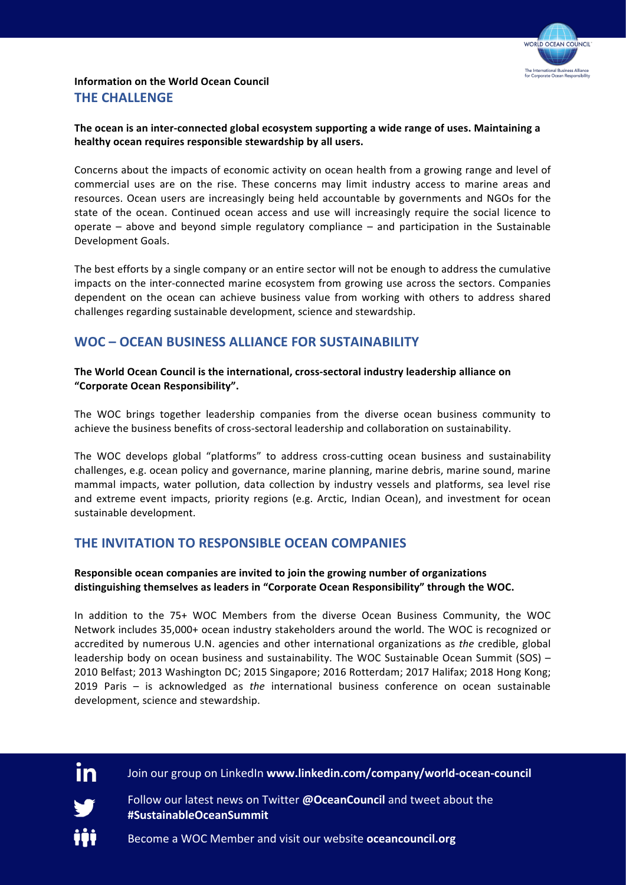**Information on the World Ocean Council**

## THE CHALLENGE

**The ocean is an inter-connected global ecosystem supporting a wide range of uses. Maintaining a healthy ocean requires responsible stewardship by all users.**

Concerns about the impacts of economic activity on ocean health from a growing range and level of commercial uses are on the rise. These concerns may limit industry access to marine areas and resources. Ocean users are increasingly being held accountable by governments and NGOs for the state of the ocean. Continued ocean access and use will increasingly require the social licence to operate – above and beyond simple regulatory compliance – and participation in the Sustainable Development Goals.

The best efforts by a single company or an entire sector will not be enough to address the cumulative impacts on the inter-connected marine ecosystem from growing use across the sectors. Companies dependent on the ocean can achieve business value from working with others to address shared challenges regarding sustainable development, science and stewardship.

## WOC – OCEAN BUSINESS ALLIANCE FOR SUSTAINABILITY

**The World Ocean Council is the international, cross-sectoral industry leadership alliance on "Corporate Ocean Responsibility".**

The WOC brings together leadership companies from the diverse ocean business community to achieve the business benefits of cross-sectoral leadership and collaboration on sustainability.

The WOC develops global "platforms" to address cross-cutting ocean business and sustainability challenges, e.g. ocean policy and governance, marine planning, marine debris, marine sound, marine mammal impacts, water pollution, data collection by industry vessels and platforms, sea level rise and extreme event impacts, priority regions (e.g. Arctic, Indian Ocean), and investment for ocean sustainable development.

## THE INVITATION TO RESPONSIBLE OCEAN COMPANIES

**Responsible ocean companies are invited to join the growing number of organizations distinguishing themselves as leaders in "Corporate Ocean Responsibility" through the WOC.**

In addition to the 75+ WOC Members from the diverse Ocean Business Community, the WOC Network includes 35,000+ ocean industry stakeholders around the world. The WOC is recognized or accredited by numerous U.N. agencies and other international organizations as *the* credible, global leadership body on ocean business and sustainability. The WOC Sustainable Ocean Summit (SOS) – 2010 Belfast; 2013 Washington DC; 2015 Singapore; 2016 Rotterdam; 2017 Halifax; 2018 Hong Kong; 2019 Paris – is acknowledged as *the* international business conference on ocean sustainable development, science and stewardship.

Join our group on LinkedIn **www.linkedin.com/company/world-ocean-council**

Follow our latest news on Twitter **@OceanCouncil** and tweet about the **#SustainableOceanSummit**

Become a WOC Member and visit our website **oceancouncil.org**